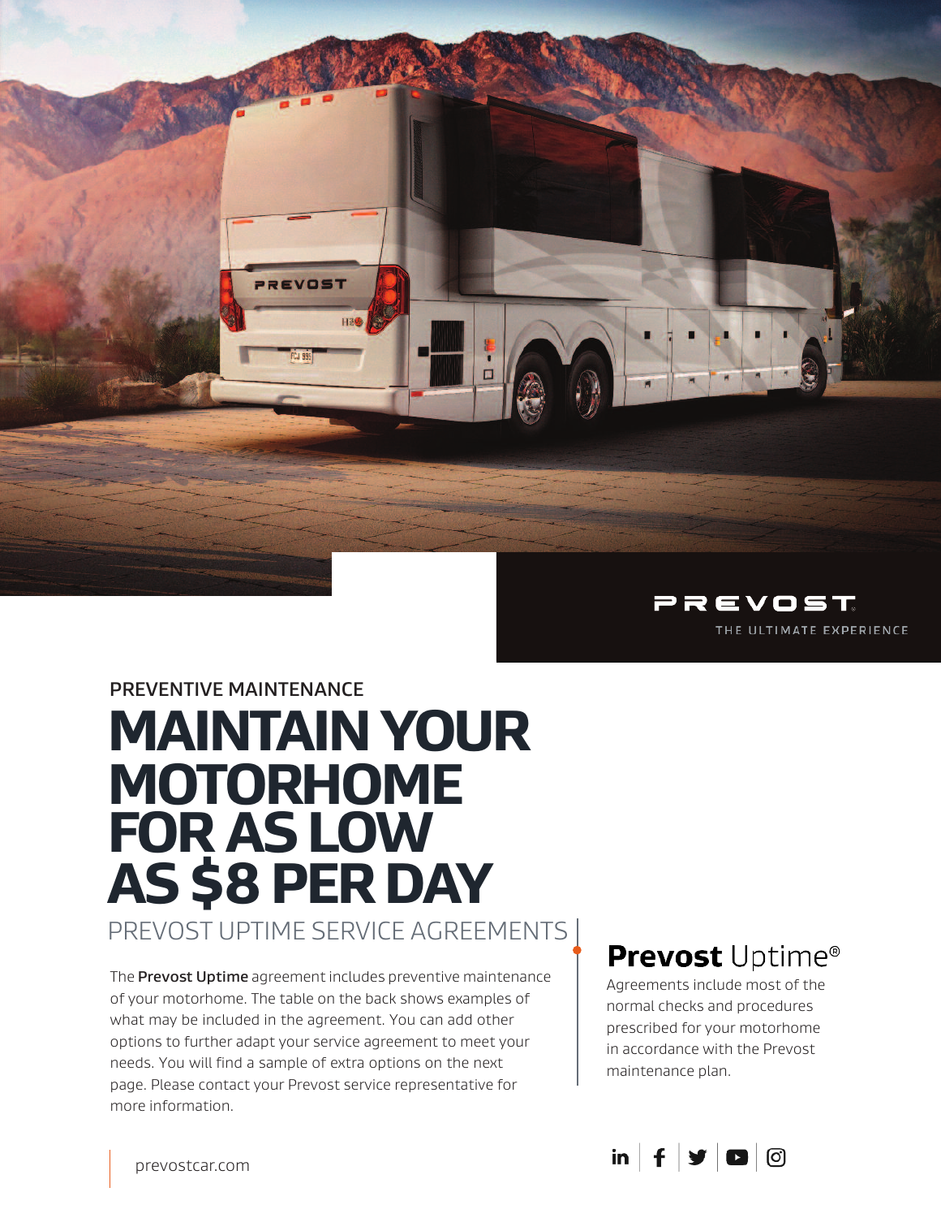PREVOST

THE ULTIMATE EXPERIENCE

PREVENTIVE MAINTENANCE

# MAINTAIN YOUR MOTORHOME FOR AS LOW AS $8 PER DAY

## PREVOST UPTIME SERVICE AGREEMENTS

The **Prevost Uptime** agreement includes preventive maintenance of your motorhome. The table on the back shows examples of what may be included in the agreement. You can add other options to further adapt your service agreement to meet your needs. You will find a sample of extra options on the next page. Please contact your Prevost service representative for more information.

## **Prevost** Uptime®

Agreements include most of the normal checks and procedures prescribed for your motorhome in accordance with the Prevost maintenance plan.

prevostcar.com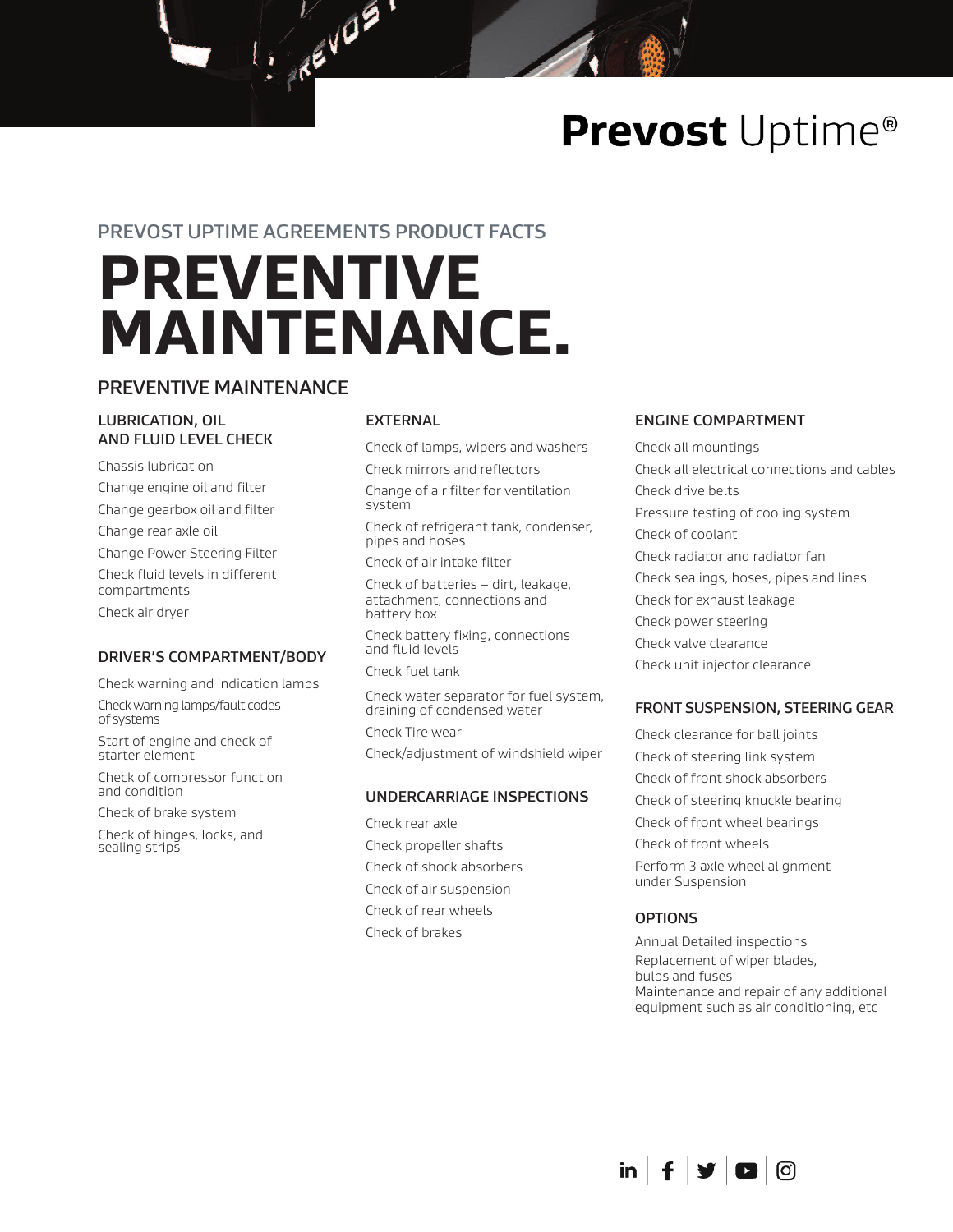# Prevost Uptime®

PREVOST UPTIME AGREEMENTS PRODUCT FACTS

# PREVENTIVE MAINTENANCE.

## PREVENTIVE MAINTENANCE

### LUBRICATION, OIL AND FLUID LEVEL CHECK

Chassis lubrication

Change engine oil and filter

Change gearbox oil and filter

Change rear axle oil

Change Power Steering Filter

Check fluid levels in different compartments

Check air dryer

### DRIVER'S COMPARTMENT/BODY

Check warning and indication lamps

Check warning lamps/fault codes of systems

Start of engine and check of starter element

Check of compressor function and condition

Check of brake system

Check of hinges, locks, and sealing strips

### EXTERNAL

Check of lamps, wipers and washers

Check mirrors and reflectors

Change of air filter for ventilation system

Check of refrigerant tank, condenser, pipes and hoses

Check of air intake filter

Check of batteries – dirt, leakage, attachment, connections and battery box

Check battery fixing, connections and fluid levels

Check fuel tank

Check water separator for fuel system, draining of condensed water

Check Tire wear

Check/adjustment of windshield wiper

### UNDERCARRIAGE INSPECTIONS

Check rear axle

Check propeller shafts

Check of shock absorbers

Check of air suspension

Check of rear wheels

Check of brakes

### ENGINE COMPARTMENT

Check all mountings

Check all electrical connections and cables

Check drive belts

Pressure testing of cooling system

Check of coolant

Check radiator and radiator fan

Check sealings, hoses, pipes and lines

Check for exhaust leakage

Check power steering

Check valve clearance

Check unit injector clearance

### FRONT SUSPENSION, STEERING GEAR

Check clearance for ball joints

Check of steering link system

Check of front shock absorbers

Check of steering knuckle bearing

Check of front wheel bearings

Check of front wheels

Perform 3 axle wheel alignment under Suspension

### OPTIONS

Annual Detailed inspections

Replacement of wiper blades, bulbs and fuses

Maintenance and repair of any additional equipment such as air conditioning, etc